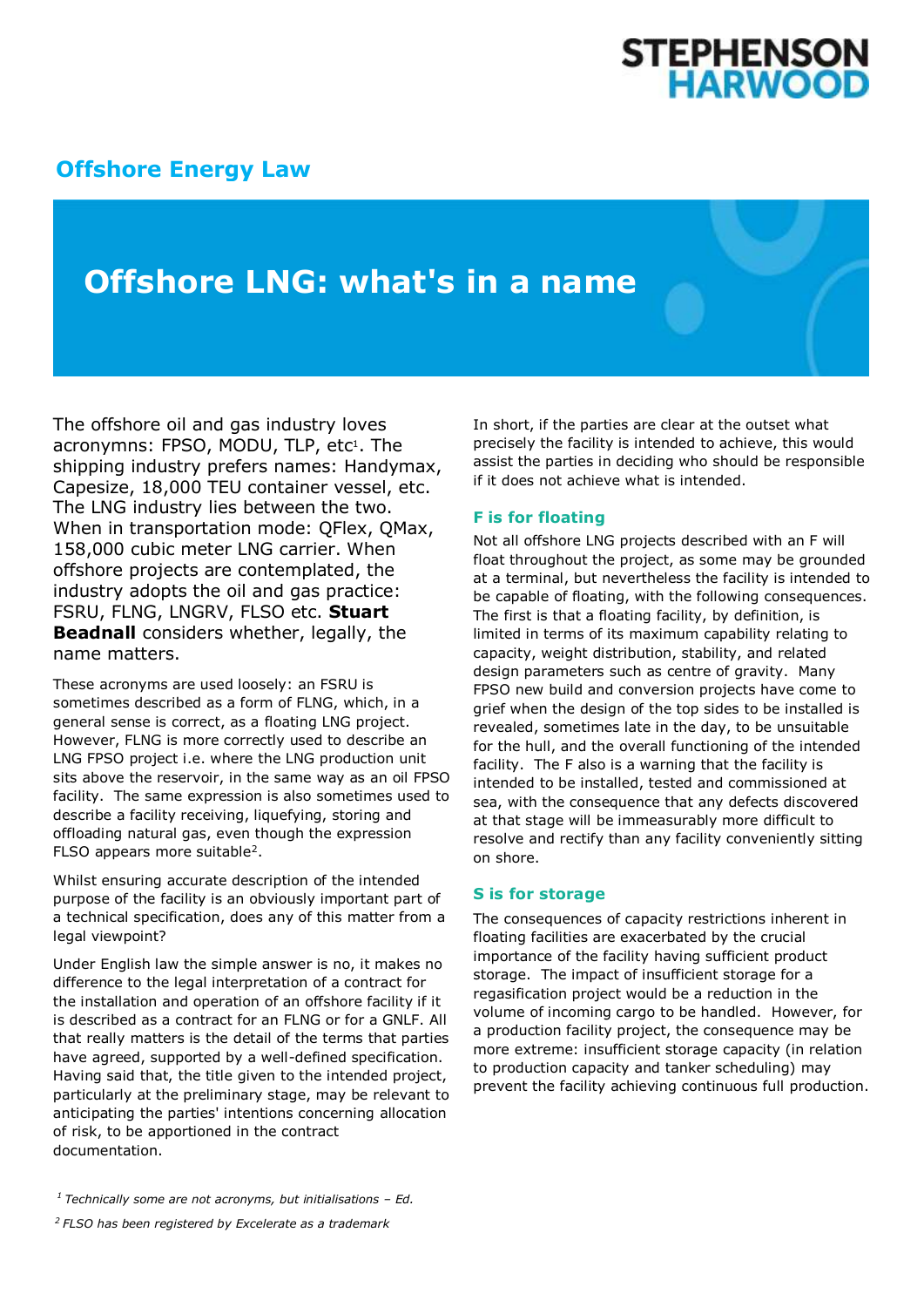STEPHENSON HARWOOD

Offshore Energy Law

# Offshore LNG: what's in a name

The offshore oil and gas industry loves acronymns: FPSO, MODU, TLP, etc[1]. The shipping industry prefers names: Handymax, Capesize, 18,000 TEU container vessel, etc. The LNG industry lies between the two. When in transportation mode: QFlex, QMax, 158,000 cubic meter LNG carrier. When offshore projects are contemplated, the industry adopts the oil and gas practice: FSRU, FLNG, LNGRV, FLSO etc. **Stuart Beadnall** considers whether, legally, the name matters.

These acronyms are used loosely: an FSRU is sometimes described as a form of FLNG, which, in a general sense is correct, as a floating LNG project. However, FLNG is more correctly used to describe an LNG FPSO project i.e. where the LNG production unit sits above the reservoir, in the same way as an oil FPSO facility. The same expression is also sometimes used to describe a facility receiving, liquefying, storing and offloading natural gas, even though the expression FLSO appears more suitable[2].

Whilst ensuring accurate description of the intended purpose of the facility is an obviously important part of a technical specification, does any of this matter from a legal viewpoint?

Under English law the simple answer is no, it makes no difference to the legal interpretation of a contract for the installation and operation of an offshore facility if it is described as a contract for an FLNG or for a GNLF. All that really matters is the detail of the terms that parties have agreed, supported by a well-defined specification. Having said that, the title given to the intended project, particularly at the preliminary stage, may be relevant to anticipating the parties' intentions concerning allocation of risk, to be apportioned in the contract documentation.

In short, if the parties are clear at the outset what precisely the facility is intended to achieve, this would assist the parties in deciding who should be responsible if it does not achieve what is intended.

## F is for floating

Not all offshore LNG projects described with an F will float throughout the project, as some may be grounded at a terminal, but nevertheless the facility is intended to be capable of floating, with the following consequences. The first is that a floating facility, by definition, is limited in terms of its maximum capability relating to capacity, weight distribution, stability, and related design parameters such as centre of gravity. Many FPSO new build and conversion projects have come to grief when the design of the top sides to be installed is revealed, sometimes late in the day, to be unsuitable for the hull, and the overall functioning of the intended facility. The F also is a warning that the facility is intended to be installed, tested and commissioned at sea, with the consequence that any defects discovered at that stage will be immeasurably more difficult to resolve and rectify than any facility conveniently sitting on shore.

## S is for storage

The consequences of capacity restrictions inherent in floating facilities are exacerbated by the crucial importance of the facility having sufficient product storage. The impact of insufficient storage for a regasification project would be a reduction in the volume of incoming cargo to be handled. However, for a production facility project, the consequence may be more extreme: insufficient storage capacity (in relation to production capacity and tanker scheduling) may prevent the facility achieving continuous full production.

---

[1] *Technically some are not acronyms, but initialisations – Ed.*

[2] *FLSO has been registered by Excelerate as a trademark*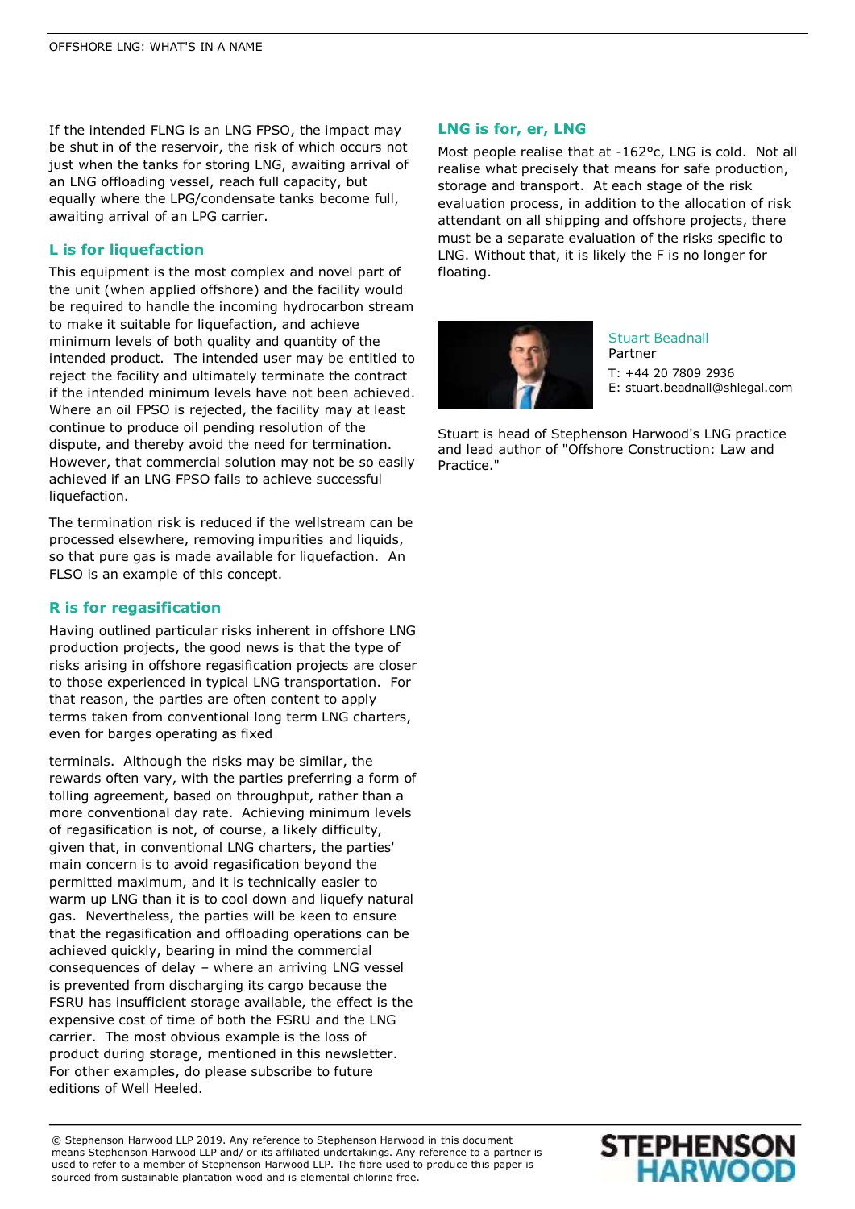If the intended FLNG is an LNG FPSO, the impact may be shut in of the reservoir, the risk of which occurs not just when the tanks for storing LNG, awaiting arrival of an LNG offloading vessel, reach full capacity, but equally where the LPG/condensate tanks become full, awaiting arrival of an LPG carrier.

## L is for liquefaction

This equipment is the most complex and novel part of the unit (when applied offshore) and the facility would be required to handle the incoming hydrocarbon stream to make it suitable for liquefaction, and achieve minimum levels of both quality and quantity of the intended product. The intended user may be entitled to reject the facility and ultimately terminate the contract if the intended minimum levels have not been achieved. Where an oil FPSO is rejected, the facility may at least continue to produce oil pending resolution of the dispute, and thereby avoid the need for termination. However, that commercial solution may not be so easily achieved if an LNG FPSO fails to achieve successful liquefaction.

The termination risk is reduced if the wellstream can be processed elsewhere, removing impurities and liquids, so that pure gas is made available for liquefaction. An FLSO is an example of this concept.

## R is for regasification

Having outlined particular risks inherent in offshore LNG production projects, the good news is that the type of risks arising in offshore regasification projects are closer to those experienced in typical LNG transportation. For that reason, the parties are often content to apply terms taken from conventional long term LNG charters, even for barges operating as fixed terminals. Although the risks may be similar, the rewards often vary, with the parties preferring a form of tolling agreement, based on throughput, rather than a more conventional day rate. Achieving minimum levels of regasification is not, of course, a likely difficulty, given that, in conventional LNG charters, the parties' main concern is to avoid regasification beyond the permitted maximum, and it is technically easier to warm up LNG than it is to cool down and liquefy natural gas. Nevertheless, the parties will be keen to ensure that the regasification and offloading operations can be achieved quickly, bearing in mind the commercial consequences of delay – where an arriving LNG vessel is prevented from discharging its cargo because the FSRU has insufficient storage available, the effect is the expensive cost of time of both the FSRU and the LNG carrier. The most obvious example is the loss of product during storage, mentioned in this newsletter. For other examples, do please subscribe to future editions of Well Heeled.

## LNG is for, er, LNG

Most people realise that at -162°c, LNG is cold. Not all realise what precisely that means for safe production, storage and transport. At each stage of the risk evaluation process, in addition to the allocation of risk attendant on all shipping and offshore projects, there must be a separate evaluation of the risks specific to LNG. Without that, it is likely the F is no longer for floating.

Stuart Beadnall
Partner
T: +44 20 7809 2936
E: stuart.beadnall@shlegal.com

Stuart is head of Stephenson Harwood's LNG practice and lead author of "Offshore Construction: Law and Practice."

© Stephenson Harwood LLP 2019. Any reference to Stephenson Harwood in this document means Stephenson Harwood LLP and/ or its affiliated undertakings. Any reference to a partner is used to refer to a member of Stephenson Harwood LLP. The fibre used to produce this paper is sourced from sustainable plantation wood and is elemental chlorine free.